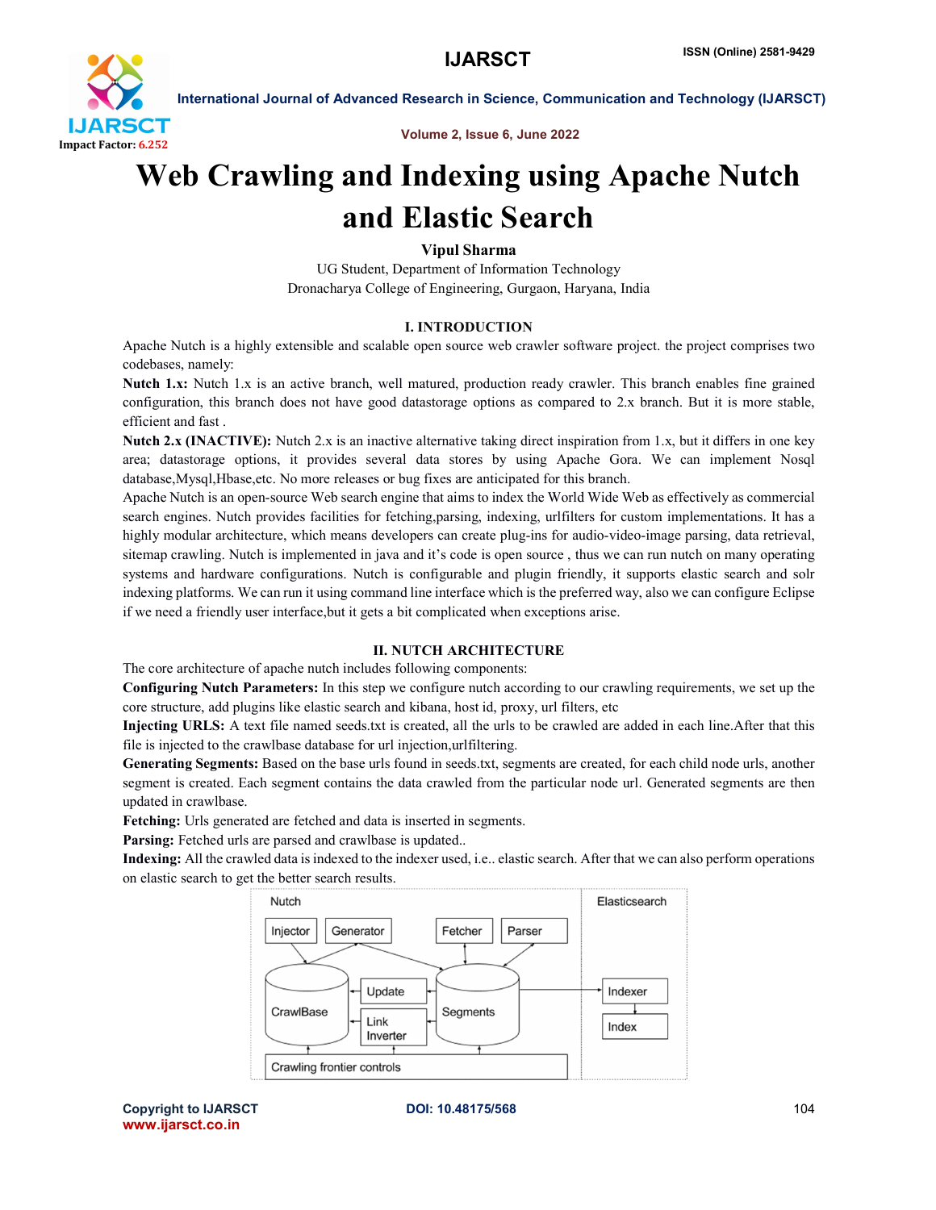# Web Crawling and Indexing using Apache Nutch and Elastic Search

**Vipul Sharma**

UG Student, Department of Information Technology
Dronacharya College of Engineering, Gurgaon, Haryana, India

## I. INTRODUCTION

Apache Nutch is a highly extensible and scalable open source web crawler software project. the project comprises two codebases, namely:

**Nutch 1.x:** Nutch 1.x is an active branch, well matured, production ready crawler. This branch enables fine grained configuration, this branch does not have good datastorage options as compared to 2.x branch. But it is more stable, efficient and fast .

**Nutch 2.x (INACTIVE):** Nutch 2.x is an inactive alternative taking direct inspiration from 1.x, but it differs in one key area; datastorage options, it provides several data stores by using Apache Gora. We can implement Nosql database,Mysql,Hbase,etc. No more releases or bug fixes are anticipated for this branch.

Apache Nutch is an open-source Web search engine that aims to index the World Wide Web as effectively as commercial search engines. Nutch provides facilities for fetching,parsing, indexing, urlfilters for custom implementations. It has a highly modular architecture, which means developers can create plug-ins for audio-video-image parsing, data retrieval, sitemap crawling. Nutch is implemented in java and it's code is open source , thus we can run nutch on many operating systems and hardware configurations. Nutch is configurable and plugin friendly, it supports elastic search and solr indexing platforms. We can run it using command line interface which is the preferred way, also we can configure Eclipse if we need a friendly user interface,but it gets a bit complicated when exceptions arise.

## II. NUTCH ARCHITECTURE

The core architecture of apache nutch includes following components:

**Configuring Nutch Parameters:** In this step we configure nutch according to our crawling requirements, we set up the core structure, add plugins like elastic search and kibana, host id, proxy, url filters, etc

**Injecting URLS:** A text file named seeds.txt is created, all the urls to be crawled are added in each line.After that this file is injected to the crawlbase database for url injection,urlfiltering.

**Generating Segments:** Based on the base urls found in seeds.txt, segments are created, for each child node urls, another segment is created. Each segment contains the data crawled from the particular node url. Generated segments are then updated in crawlbase.

**Fetching:** Urls generated are fetched and data is inserted in segments.

**Parsing:** Fetched urls are parsed and crawlbase is updated..

**Indexing:** All the crawled data is indexed to the indexer used, i.e.. elastic search. After that we can also perform operations on elastic search to get the better search results.

Nutch | Elasticsearch
Injector | Generator | Fetcher | Parser
CrawlBase | Update | Link Inverter | Segments | Indexer | Index
Crawling frontier controls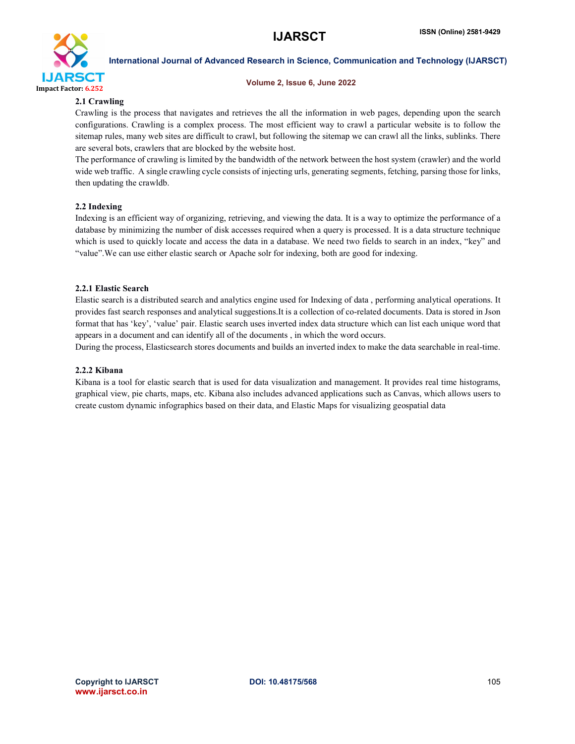### 2.1 Crawling

Crawling is the process that navigates and retrieves the all the information in web pages, depending upon the search configurations. Crawling is a complex process. The most efficient way to crawl a particular website is to follow the sitemap rules, many web sites are difficult to crawl, but following the sitemap we can crawl all the links, sublinks. There are several bots, crawlers that are blocked by the website host.

The performance of crawling is limited by the bandwidth of the network between the host system (crawler) and the world wide web traffic. A single crawling cycle consists of injecting urls, generating segments, fetching, parsing those for links, then updating the crawldb.

### 2.2 Indexing

Indexing is an efficient way of organizing, retrieving, and viewing the data. It is a way to optimize the performance of a database by minimizing the number of disk accesses required when a query is processed. It is a data structure technique which is used to quickly locate and access the data in a database. We need two fields to search in an index, "key" and "value".We can use either elastic search or Apache solr for indexing, both are good for indexing.

#### 2.2.1 Elastic Search

Elastic search is a distributed search and analytics engine used for Indexing of data , performing analytical operations. It provides fast search responses and analytical suggestions.It is a collection of co-related documents. Data is stored in Json format that has 'key', 'value' pair. Elastic search uses inverted index data structure which can list each unique word that appears in a document and can identify all of the documents , in which the word occurs.

During the process, Elasticsearch stores documents and builds an inverted index to make the data searchable in real-time.

#### 2.2.2 Kibana

Kibana is a tool for elastic search that is used for data visualization and management. It provides real time histograms, graphical view, pie charts, maps, etc. Kibana also includes advanced applications such as Canvas, which allows users to create custom dynamic infographics based on their data, and Elastic Maps for visualizing geospatial data